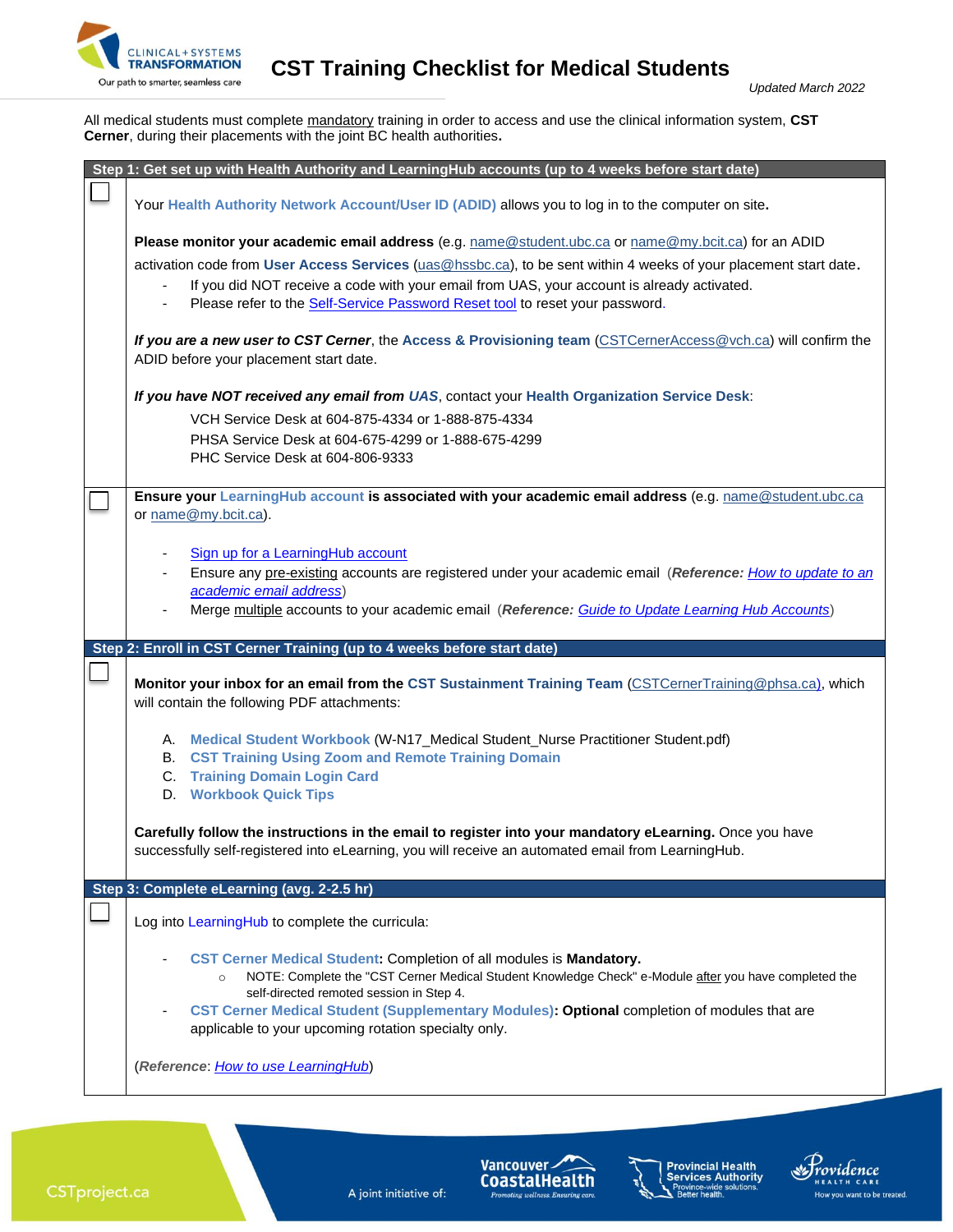# CST Training Checklist for Medical Students

*Updated March 2022*

All medical students must complete mandatory training in order to access and use the clinical information system, **CST Cerner**, during their placements with the joint BC health authorities**.**

## Step 1: Get set up with Health Authority and LearningHub accounts (up to 4 weeks before start date)

☐ Your **Health Authority Network Account/User ID (ADID)** allows you to log in to the computer on site**.**

**Please monitor your academic email address** (e.g. name@student.ubc.ca or name@my.bcit.ca) for an ADID activation code from **User Access Services** (uas@hssbc.ca), to be sent within 4 weeks of your placement start date**.**

- If you did NOT receive a code with your email from UAS, your account is already activated.
- Please refer to the Self-Service Password Reset tool to reset your password.

***If you are a new user to CST Cerner***, the **Access & Provisioning team** (CSTCernerAccess@vch.ca) will confirm the ADID before your placement start date.

***If you have NOT received any email from UAS***, contact your **Health Organization Service Desk**:

VCH Service Desk at 604-875-4334 or 1-888-875-4334
PHSA Service Desk at 604-675-4299 or 1-888-675-4299
PHC Service Desk at 604-806-9333

☐ **Ensure your LearningHub account is associated with your academic email address** (e.g. name@student.ubc.ca or name@my.bcit.ca).

- Sign up for a LearningHub account
- Ensure any pre-existing accounts are registered under your academic email (***Reference:*** *How to update to an academic email address*)
- Merge multiple accounts to your academic email (***Reference:*** *Guide to Update Learning Hub Accounts*)

## Step 2: Enroll in CST Cerner Training (up to 4 weeks before start date)

☐ **Monitor your inbox for an email from the CST Sustainment Training Team** (CSTCernerTraining@phsa.ca), which will contain the following PDF attachments:

A. **Medical Student Workbook** (W-N17_Medical Student_Nurse Practitioner Student.pdf)
B. **CST Training Using Zoom and Remote Training Domain**
C. **Training Domain Login Card**
D. **Workbook Quick Tips**

**Carefully follow the instructions in the email to register into your mandatory eLearning.** Once you have successfully self-registered into eLearning, you will receive an automated email from LearningHub.

## Step 3: Complete eLearning (avg. 2-2.5 hr)

☐ Log into LearningHub to complete the curricula:

- **CST Cerner Medical Student:** Completion of all modules is **Mandatory.**
  - NOTE: Complete the "CST Cerner Medical Student Knowledge Check" e-Module after you have completed the self-directed remoted session in Step 4.
- **CST Cerner Medical Student (Supplementary Modules): Optional** completion of modules that are applicable to your upcoming rotation specialty only.

(***Reference***: *How to use LearningHub*)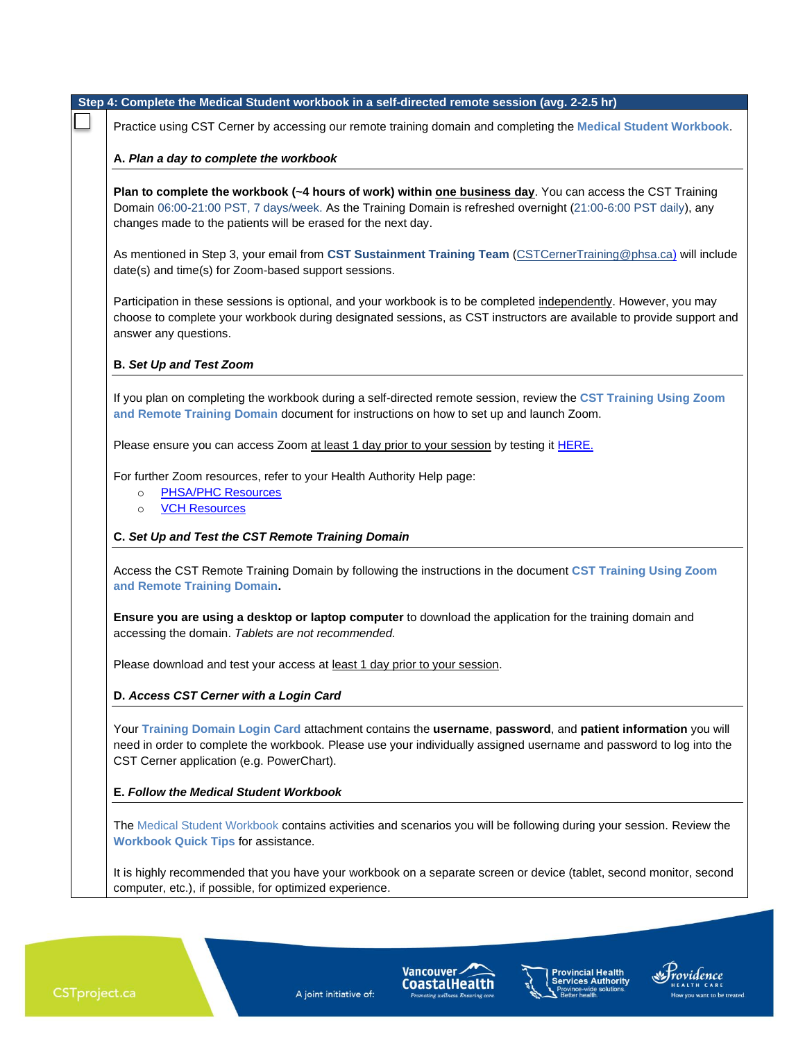## Step 4: Complete the Medical Student workbook in a self-directed remote session (avg. 2-2.5 hr)

☐ Practice using CST Cerner by accessing our remote training domain and completing the **Medical Student Workbook**.

### *A. Plan a day to complete the workbook*

**Plan to complete the workbook (~4 hours of work) within one business day**. You can access the CST Training Domain 06:00-21:00 PST, 7 days/week. As the Training Domain is refreshed overnight (21:00-6:00 PST daily), any changes made to the patients will be erased for the next day.

As mentioned in Step 3, your email from **CST Sustainment Training Team** (CSTCernerTraining@phsa.ca) will include date(s) and time(s) for Zoom-based support sessions.

Participation in these sessions is optional, and your workbook is to be completed independently. However, you may choose to complete your workbook during designated sessions, as CST instructors are available to provide support and answer any questions.

### *B. Set Up and Test Zoom*

If you plan on completing the workbook during a self-directed remote session, review the **CST Training Using Zoom and Remote Training Domain** document for instructions on how to set up and launch Zoom.

Please ensure you can access Zoom at least 1 day prior to your session by testing it HERE.

For further Zoom resources, refer to your Health Authority Help page:

- PHSA/PHC Resources
- VCH Resources

### *C. Set Up and Test the CST Remote Training Domain*

Access the CST Remote Training Domain by following the instructions in the document **CST Training Using Zoom and Remote Training Domain.**

**Ensure you are using a desktop or laptop computer** to download the application for the training domain and accessing the domain. *Tablets are not recommended.*

Please download and test your access at least 1 day prior to your session.

### *D. Access CST Cerner with a Login Card*

Your **Training Domain Login Card** attachment contains the **username**, **password**, and **patient information** you will need in order to complete the workbook. Please use your individually assigned username and password to log into the CST Cerner application (e.g. PowerChart).

### *E. Follow the Medical Student Workbook*

The Medical Student Workbook contains activities and scenarios you will be following during your session. Review the **Workbook Quick Tips** for assistance.

It is highly recommended that you have your workbook on a separate screen or device (tablet, second monitor, second computer, etc.), if possible, for optimized experience.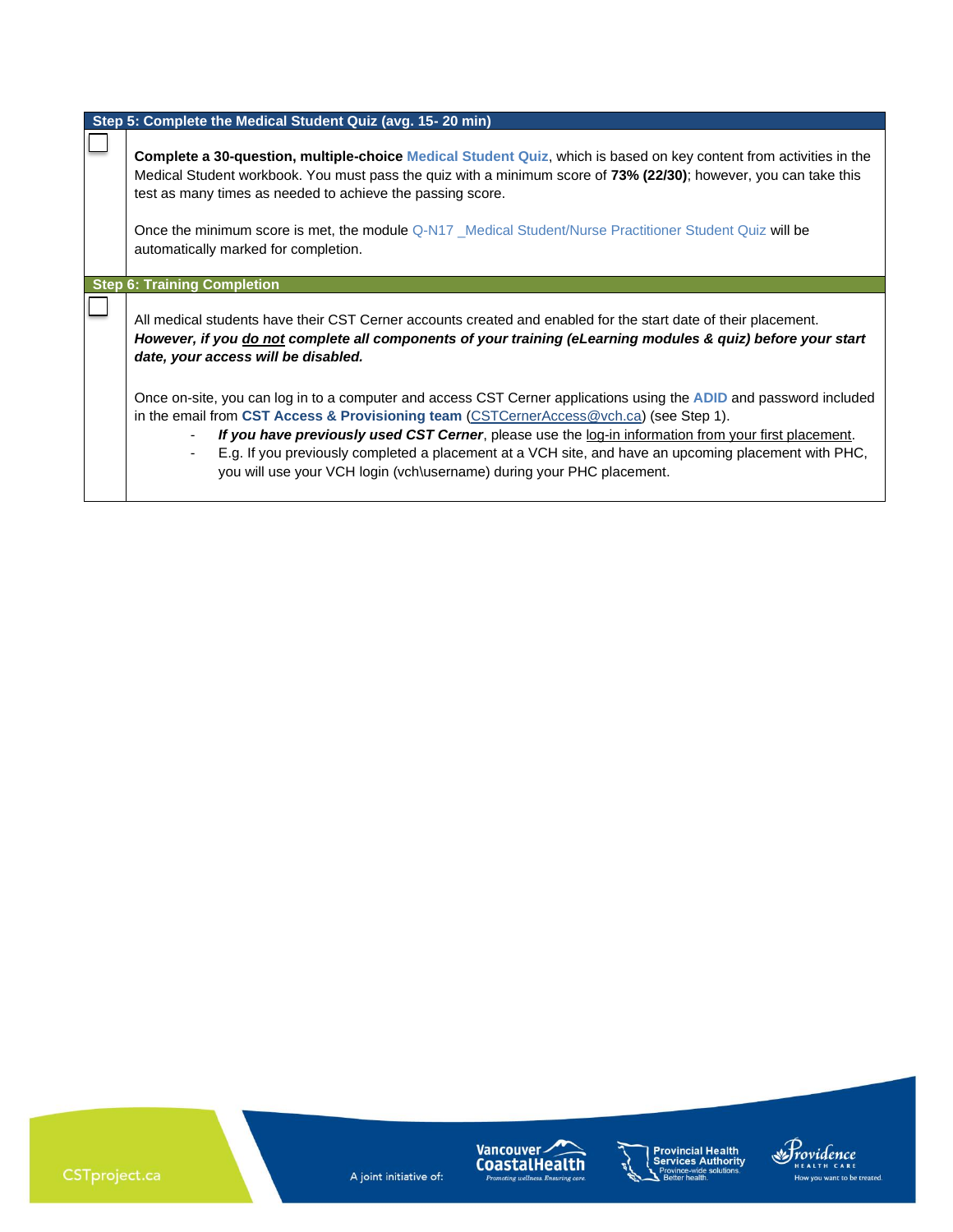## Step 5: Complete the Medical Student Quiz (avg. 15- 20 min)

☐

**Complete a 30-question, multiple-choice** **Medical Student Quiz**, which is based on key content from activities in the Medical Student workbook. You must pass the quiz with a minimum score of **73% (22/30)**; however, you can take this test as many times as needed to achieve the passing score.

Once the minimum score is met, the module Q-N17 _Medical Student/Nurse Practitioner Student Quiz will be automatically marked for completion.

## Step 6: Training Completion

☐

All medical students have their CST Cerner accounts created and enabled for the start date of their placement. ***However, if you do not complete all components of your training (eLearning modules & quiz) before your start date, your access will be disabled.***

Once on-site, you can log in to a computer and access CST Cerner applications using the **ADID** and password included in the email from **CST Access & Provisioning team** (CSTCernerAccess@vch.ca) (see Step 1).

- ***If you have previously used CST Cerner***, please use the log-in information from your first placement.
- E.g. If you previously completed a placement at a VCH site, and have an upcoming placement with PHC, you will use your VCH login (vch\username) during your PHC placement.